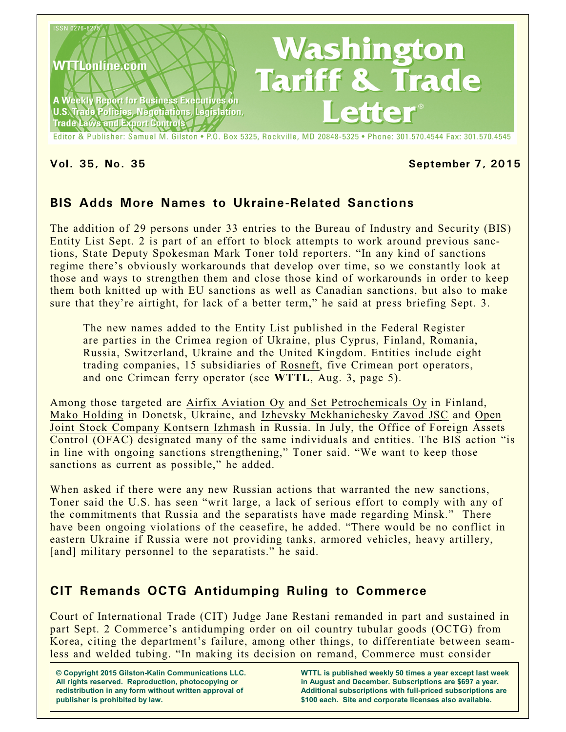ISSN 0276-8275

WTTLonline.com

A Weekly Report for Business Executives on U.S. Trade Policies, Negotiations, Legislation, Trade Laws and Export Controls

# Washington Tariff & Trade Letter®

Editor & Publisher: Samuel M. Gilston • P.O. Box 5325, Rockville, MD 20848-5325 • Phone: 301.570.4544 Fax: 301.570.4545

**Vol. 35, No. 35** **September 7, 2015**

## BIS Adds More Names to Ukraine-Related Sanctions

The addition of 29 persons under 33 entries to the Bureau of Industry and Security (BIS) Entity List Sept. 2 is part of an effort to block attempts to work around previous sanctions, State Deputy Spokesman Mark Toner told reporters. "In any kind of sanctions regime there's obviously workarounds that develop over time, so we constantly look at those and ways to strengthen them and close those kind of workarounds in order to keep them both knitted up with EU sanctions as well as Canadian sanctions, but also to make sure that they're airtight, for lack of a better term," he said at press briefing Sept. 3.

> The new names added to the Entity List published in the Federal Register are parties in the Crimea region of Ukraine, plus Cyprus, Finland, Romania, Russia, Switzerland, Ukraine and the United Kingdom. Entities include eight trading companies, 15 subsidiaries of Rosneft, five Crimean port operators, and one Crimean ferry operator (see **WTTL**, Aug. 3, page 5).

Among those targeted are Airfix Aviation Oy and Set Petrochemicals Oy in Finland, Mako Holding in Donetsk, Ukraine, and Izhevsky Mekhanichesky Zavod JSC and Open Joint Stock Company Kontsern Izhmash in Russia. In July, the Office of Foreign Assets Control (OFAC) designated many of the same individuals and entities. The BIS action "is in line with ongoing sanctions strengthening," Toner said. "We want to keep those sanctions as current as possible," he added.

When asked if there were any new Russian actions that warranted the new sanctions, Toner said the U.S. has seen "writ large, a lack of serious effort to comply with any of the commitments that Russia and the separatists have made regarding Minsk." There have been ongoing violations of the ceasefire, he added. "There would be no conflict in eastern Ukraine if Russia were not providing tanks, armored vehicles, heavy artillery, [and] military personnel to the separatists." he said.

## CIT Remands OCTG Antidumping Ruling to Commerce

Court of International Trade (CIT) Judge Jane Restani remanded in part and sustained in part Sept. 2 Commerce's antidumping order on oil country tubular goods (OCTG) from Korea, citing the department's failure, among other things, to differentiate between seamless and welded tubing. "In making its decision on remand, Commerce must consider

**© Copyright 2015 Gilston-Kalin Communications LLC. All rights reserved. Reproduction, photocopying or redistribution in any form without written approval of publisher is prohibited by law.**

**WTTL is published weekly 50 times a year except last week in August and December. Subscriptions are $697 a year. Additional subscriptions with full-priced subscriptions are $100 each. Site and corporate licenses also available.**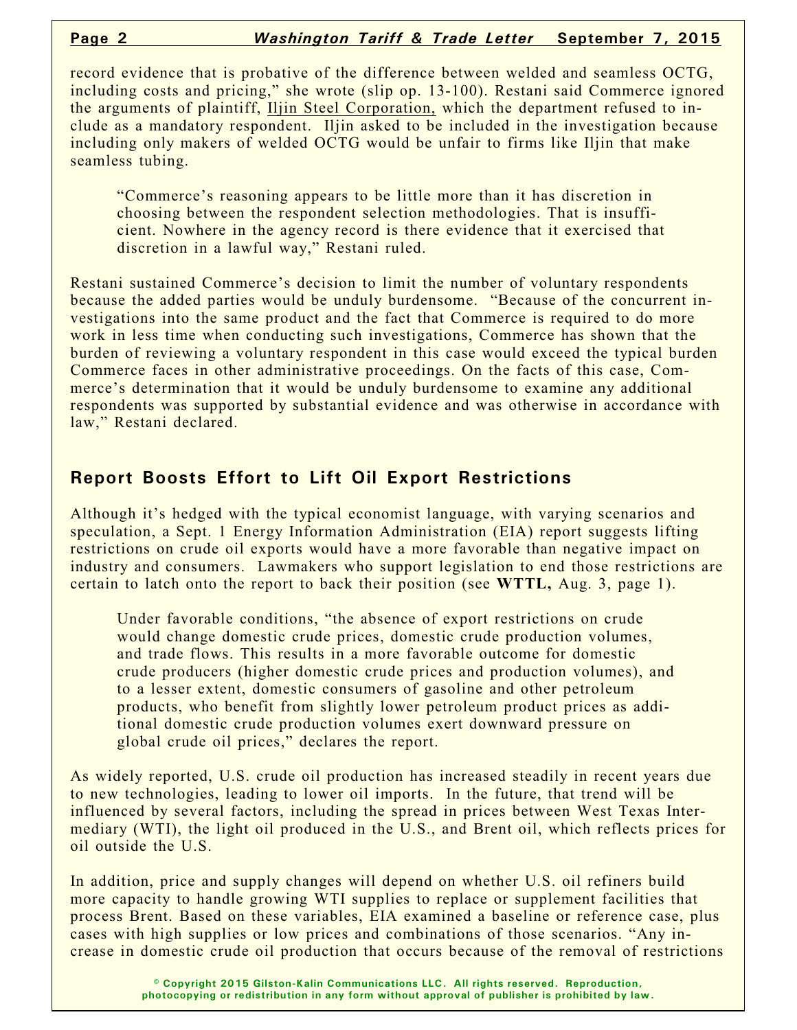record evidence that is probative of the difference between welded and seamless OCTG, including costs and pricing," she wrote (slip op. 13-100). Restani said Commerce ignored the arguments of plaintiff, Iljin Steel Corporation, which the department refused to include as a mandatory respondent. Iljin asked to be included in the investigation because including only makers of welded OCTG would be unfair to firms like Iljin that make seamless tubing.

> "Commerce's reasoning appears to be little more than it has discretion in choosing between the respondent selection methodologies. That is insufficient. Nowhere in the agency record is there evidence that it exercised that discretion in a lawful way," Restani ruled.

Restani sustained Commerce's decision to limit the number of voluntary respondents because the added parties would be unduly burdensome. "Because of the concurrent investigations into the same product and the fact that Commerce is required to do more work in less time when conducting such investigations, Commerce has shown that the burden of reviewing a voluntary respondent in this case would exceed the typical burden Commerce faces in other administrative proceedings. On the facts of this case, Commerce's determination that it would be unduly burdensome to examine any additional respondents was supported by substantial evidence and was otherwise in accordance with law," Restani declared.

## Report Boosts Effort to Lift Oil Export Restrictions

Although it's hedged with the typical economist language, with varying scenarios and speculation, a Sept. 1 Energy Information Administration (EIA) report suggests lifting restrictions on crude oil exports would have a more favorable than negative impact on industry and consumers. Lawmakers who support legislation to end those restrictions are certain to latch onto the report to back their position (see **WTTL,** Aug. 3, page 1).

> Under favorable conditions, "the absence of export restrictions on crude would change domestic crude prices, domestic crude production volumes, and trade flows. This results in a more favorable outcome for domestic crude producers (higher domestic crude prices and production volumes), and to a lesser extent, domestic consumers of gasoline and other petroleum products, who benefit from slightly lower petroleum product prices as additional domestic crude production volumes exert downward pressure on global crude oil prices," declares the report.

As widely reported, U.S. crude oil production has increased steadily in recent years due to new technologies, leading to lower oil imports. In the future, that trend will be influenced by several factors, including the spread in prices between West Texas Intermediary (WTI), the light oil produced in the U.S., and Brent oil, which reflects prices for oil outside the U.S.

In addition, price and supply changes will depend on whether U.S. oil refiners build more capacity to handle growing WTI supplies to replace or supplement facilities that process Brent. Based on these variables, EIA examined a baseline or reference case, plus cases with high supplies or low prices and combinations of those scenarios. "Any increase in domestic crude oil production that occurs because of the removal of restrictions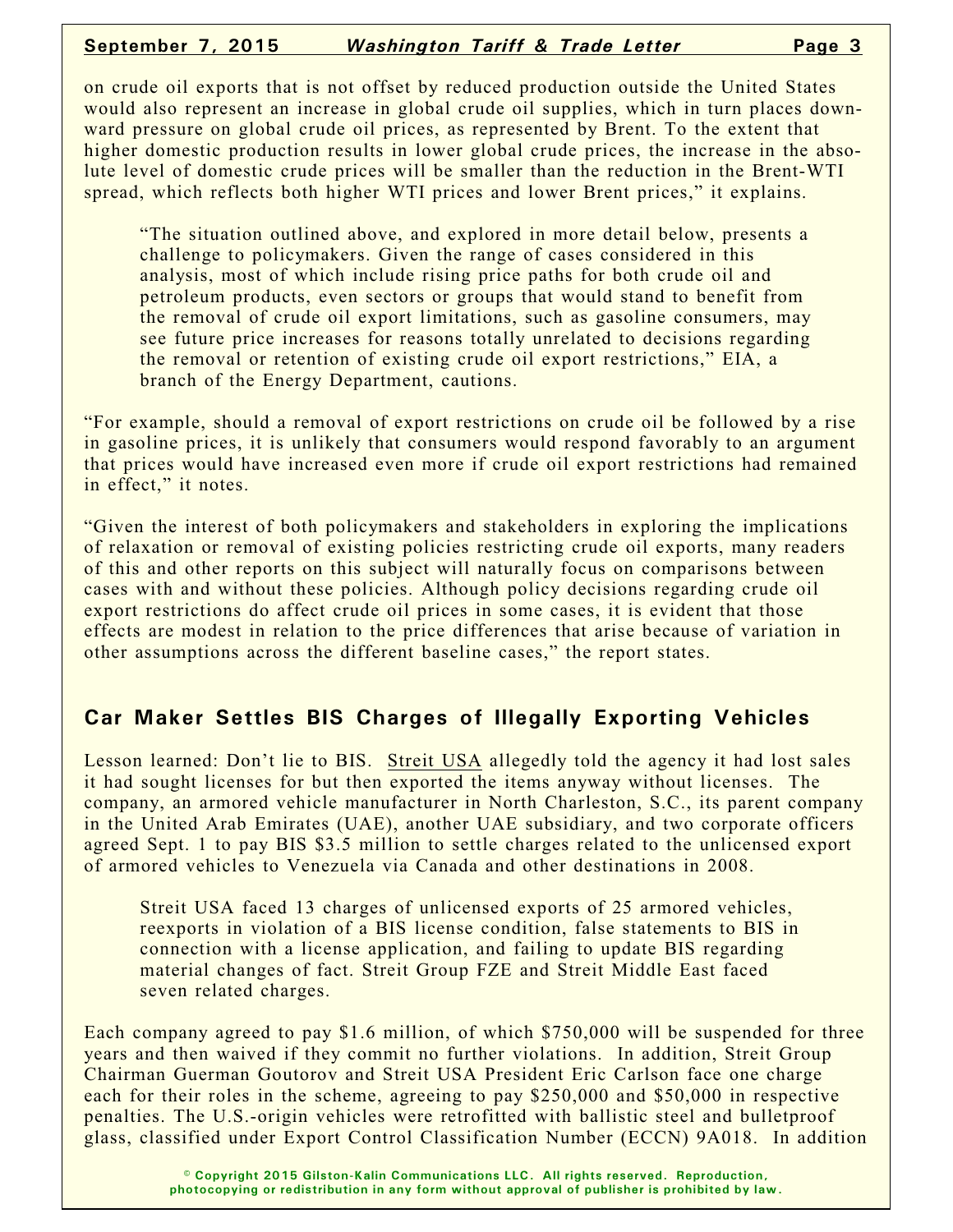on crude oil exports that is not offset by reduced production outside the United States would also represent an increase in global crude oil supplies, which in turn places downward pressure on global crude oil prices, as represented by Brent. To the extent that higher domestic production results in lower global crude prices, the increase in the absolute level of domestic crude prices will be smaller than the reduction in the Brent-WTI spread, which reflects both higher WTI prices and lower Brent prices," it explains.

> "The situation outlined above, and explored in more detail below, presents a challenge to policymakers. Given the range of cases considered in this analysis, most of which include rising price paths for both crude oil and petroleum products, even sectors or groups that would stand to benefit from the removal of crude oil export limitations, such as gasoline consumers, may see future price increases for reasons totally unrelated to decisions regarding the removal or retention of existing crude oil export restrictions," EIA, a branch of the Energy Department, cautions.

"For example, should a removal of export restrictions on crude oil be followed by a rise in gasoline prices, it is unlikely that consumers would respond favorably to an argument that prices would have increased even more if crude oil export restrictions had remained in effect," it notes.

"Given the interest of both policymakers and stakeholders in exploring the implications of relaxation or removal of existing policies restricting crude oil exports, many readers of this and other reports on this subject will naturally focus on comparisons between cases with and without these policies. Although policy decisions regarding crude oil export restrictions do affect crude oil prices in some cases, it is evident that those effects are modest in relation to the price differences that arise because of variation in other assumptions across the different baseline cases," the report states.

## Car Maker Settles BIS Charges of Illegally Exporting Vehicles

Lesson learned: Don't lie to BIS. Streit USA allegedly told the agency it had lost sales it had sought licenses for but then exported the items anyway without licenses. The company, an armored vehicle manufacturer in North Charleston, S.C., its parent company in the United Arab Emirates (UAE), another UAE subsidiary, and two corporate officers agreed Sept. 1 to pay BIS $3.5 million to settle charges related to the unlicensed export of armored vehicles to Venezuela via Canada and other destinations in 2008.

> Streit USA faced 13 charges of unlicensed exports of 25 armored vehicles, reexports in violation of a BIS license condition, false statements to BIS in connection with a license application, and failing to update BIS regarding material changes of fact. Streit Group FZE and Streit Middle East faced seven related charges.

Each company agreed to pay $1.6 million, of which $750,000 will be suspended for three years and then waived if they commit no further violations. In addition, Streit Group Chairman Guerman Goutorov and Streit USA President Eric Carlson face one charge each for their roles in the scheme, agreeing to pay $250,000 and $50,000 in respective penalties. The U.S.-origin vehicles were retrofitted with ballistic steel and bulletproof glass, classified under Export Control Classification Number (ECCN) 9A018. In addition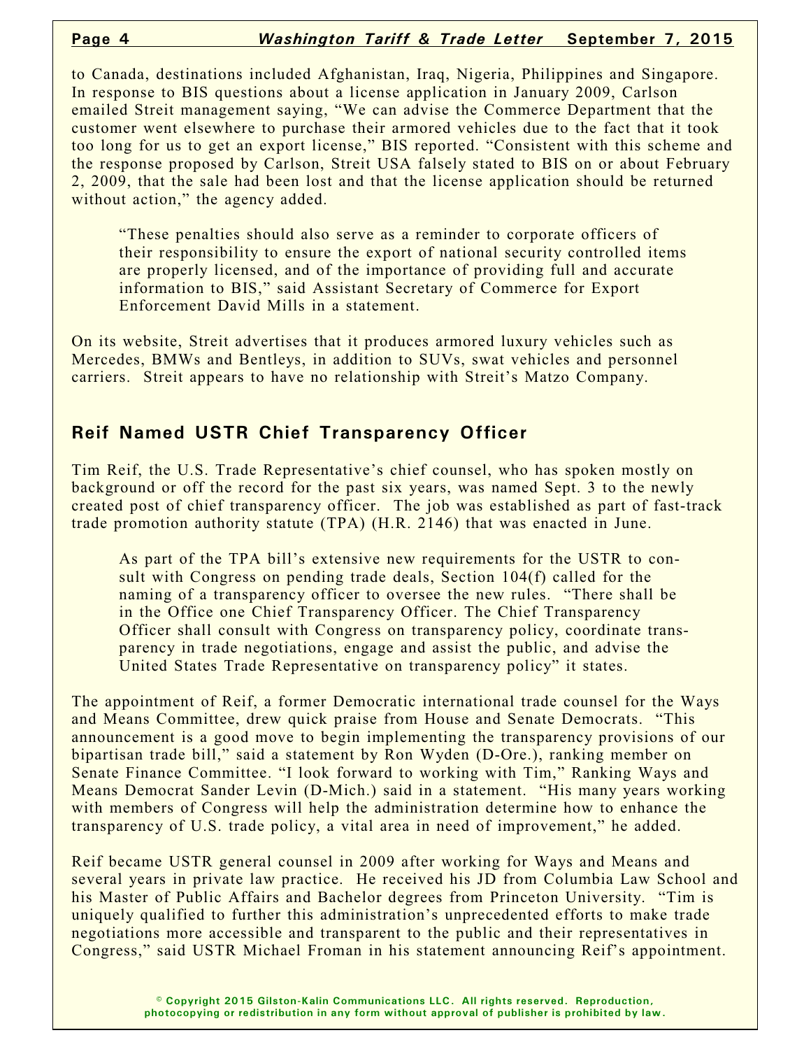to Canada, destinations included Afghanistan, Iraq, Nigeria, Philippines and Singapore. In response to BIS questions about a license application in January 2009, Carlson emailed Streit management saying, "We can advise the Commerce Department that the customer went elsewhere to purchase their armored vehicles due to the fact that it took too long for us to get an export license," BIS reported. "Consistent with this scheme and the response proposed by Carlson, Streit USA falsely stated to BIS on or about February 2, 2009, that the sale had been lost and that the license application should be returned without action," the agency added.

> "These penalties should also serve as a reminder to corporate officers of their responsibility to ensure the export of national security controlled items are properly licensed, and of the importance of providing full and accurate information to BIS," said Assistant Secretary of Commerce for Export Enforcement David Mills in a statement.

On its website, Streit advertises that it produces armored luxury vehicles such as Mercedes, BMWs and Bentleys, in addition to SUVs, swat vehicles and personnel carriers. Streit appears to have no relationship with Streit's Matzo Company.

## Reif Named USTR Chief Transparency Officer

Tim Reif, the U.S. Trade Representative's chief counsel, who has spoken mostly on background or off the record for the past six years, was named Sept. 3 to the newly created post of chief transparency officer. The job was established as part of fast-track trade promotion authority statute (TPA) (H.R. 2146) that was enacted in June.

> As part of the TPA bill's extensive new requirements for the USTR to consult with Congress on pending trade deals, Section 104(f) called for the naming of a transparency officer to oversee the new rules. "There shall be in the Office one Chief Transparency Officer. The Chief Transparency Officer shall consult with Congress on transparency policy, coordinate transparency in trade negotiations, engage and assist the public, and advise the United States Trade Representative on transparency policy" it states.

The appointment of Reif, a former Democratic international trade counsel for the Ways and Means Committee, drew quick praise from House and Senate Democrats. "This announcement is a good move to begin implementing the transparency provisions of our bipartisan trade bill," said a statement by Ron Wyden (D-Ore.), ranking member on Senate Finance Committee. "I look forward to working with Tim," Ranking Ways and Means Democrat Sander Levin (D-Mich.) said in a statement. "His many years working with members of Congress will help the administration determine how to enhance the transparency of U.S. trade policy, a vital area in need of improvement," he added.

Reif became USTR general counsel in 2009 after working for Ways and Means and several years in private law practice. He received his JD from Columbia Law School and his Master of Public Affairs and Bachelor degrees from Princeton University. "Tim is uniquely qualified to further this administration's unprecedented efforts to make trade negotiations more accessible and transparent to the public and their representatives in Congress," said USTR Michael Froman in his statement announcing Reif's appointment.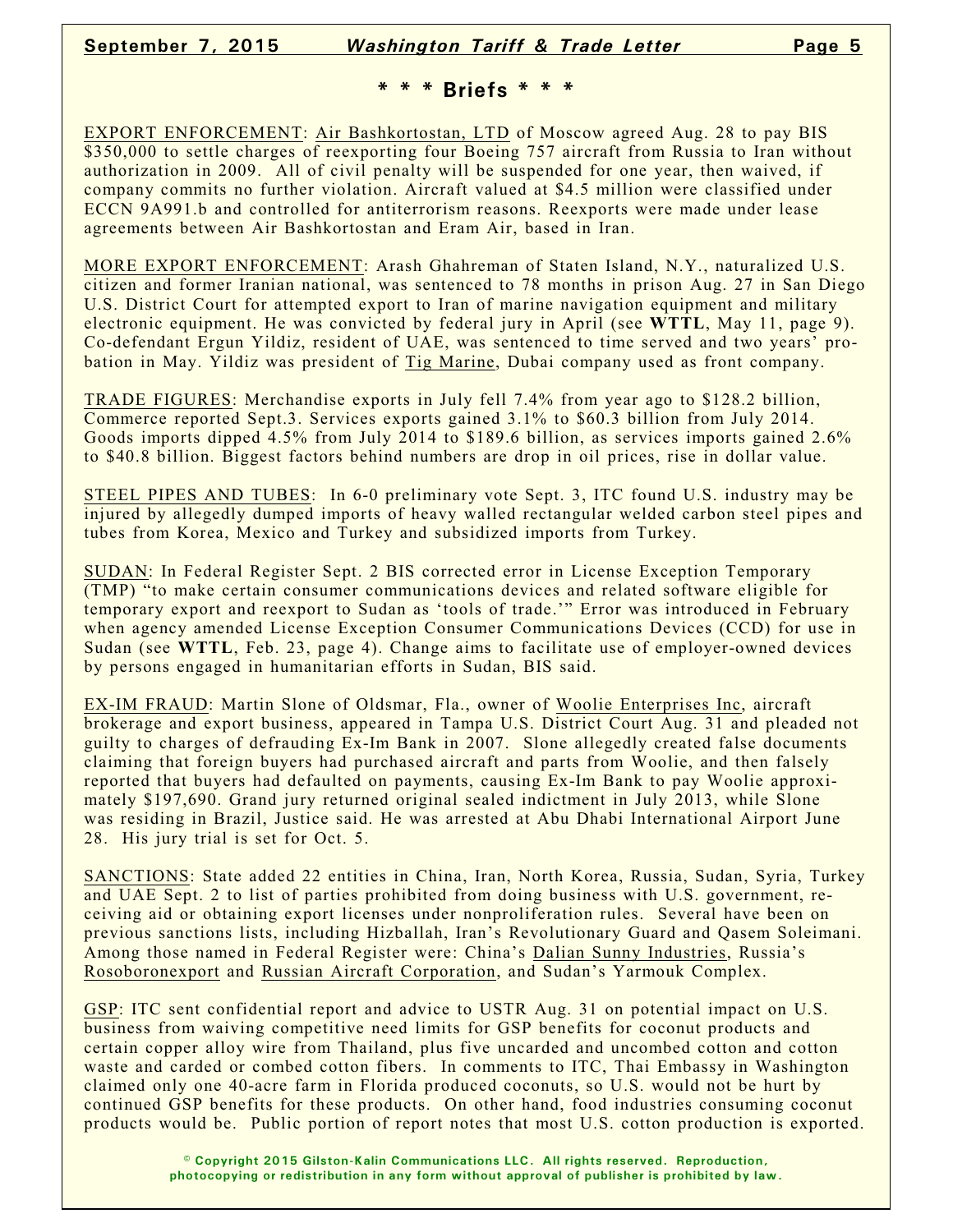## * * * Briefs * * *

EXPORT ENFORCEMENT: Air Bashkortostan, LTD of Moscow agreed Aug. 28 to pay BIS $350,000 to settle charges of reexporting four Boeing 757 aircraft from Russia to Iran without authorization in 2009. All of civil penalty will be suspended for one year, then waived, if company commits no further violation. Aircraft valued at $4.5 million were classified under ECCN 9A991.b and controlled for antiterrorism reasons. Reexports were made under lease agreements between Air Bashkortostan and Eram Air, based in Iran.

MORE EXPORT ENFORCEMENT: Arash Ghahreman of Staten Island, N.Y., naturalized U.S. citizen and former Iranian national, was sentenced to 78 months in prison Aug. 27 in San Diego U.S. District Court for attempted export to Iran of marine navigation equipment and military electronic equipment. He was convicted by federal jury in April (see **WTTL**, May 11, page 9). Co-defendant Ergun Yildiz, resident of UAE, was sentenced to time served and two years' probation in May. Yildiz was president of Tig Marine, Dubai company used as front company.

TRADE FIGURES: Merchandise exports in July fell 7.4% from year ago to $128.2 billion, Commerce reported Sept.3. Services exports gained 3.1% to $60.3 billion from July 2014. Goods imports dipped 4.5% from July 2014 to $189.6 billion, as services imports gained 2.6% to $40.8 billion. Biggest factors behind numbers are drop in oil prices, rise in dollar value.

STEEL PIPES AND TUBES: In 6-0 preliminary vote Sept. 3, ITC found U.S. industry may be injured by allegedly dumped imports of heavy walled rectangular welded carbon steel pipes and tubes from Korea, Mexico and Turkey and subsidized imports from Turkey.

SUDAN: In Federal Register Sept. 2 BIS corrected error in License Exception Temporary (TMP) "to make certain consumer communications devices and related software eligible for temporary export and reexport to Sudan as 'tools of trade.'" Error was introduced in February when agency amended License Exception Consumer Communications Devices (CCD) for use in Sudan (see **WTTL**, Feb. 23, page 4). Change aims to facilitate use of employer-owned devices by persons engaged in humanitarian efforts in Sudan, BIS said.

EX-IM FRAUD: Martin Slone of Oldsmar, Fla., owner of Woolie Enterprises Inc, aircraft brokerage and export business, appeared in Tampa U.S. District Court Aug. 31 and pleaded not guilty to charges of defrauding Ex-Im Bank in 2007. Slone allegedly created false documents claiming that foreign buyers had purchased aircraft and parts from Woolie, and then falsely reported that buyers had defaulted on payments, causing Ex-Im Bank to pay Woolie approximately $197,690. Grand jury returned original sealed indictment in July 2013, while Slone was residing in Brazil, Justice said. He was arrested at Abu Dhabi International Airport June 28. His jury trial is set for Oct. 5.

SANCTIONS: State added 22 entities in China, Iran, North Korea, Russia, Sudan, Syria, Turkey and UAE Sept. 2 to list of parties prohibited from doing business with U.S. government, receiving aid or obtaining export licenses under nonproliferation rules. Several have been on previous sanctions lists, including Hizballah, Iran's Revolutionary Guard and Qasem Soleimani. Among those named in Federal Register were: China's Dalian Sunny Industries, Russia's Rosoboronexport and Russian Aircraft Corporation, and Sudan's Yarmouk Complex.

GSP: ITC sent confidential report and advice to USTR Aug. 31 on potential impact on U.S. business from waiving competitive need limits for GSP benefits for coconut products and certain copper alloy wire from Thailand, plus five uncarded and uncombed cotton and cotton waste and carded or combed cotton fibers. In comments to ITC, Thai Embassy in Washington claimed only one 40-acre farm in Florida produced coconuts, so U.S. would not be hurt by continued GSP benefits for these products. On other hand, food industries consuming coconut products would be. Public portion of report notes that most U.S. cotton production is exported.

© Copyright 2015 Gilston-Kalin Communications LLC. All rights reserved. Reproduction, photocopying or redistribution in any form without approval of publisher is prohibited by law.